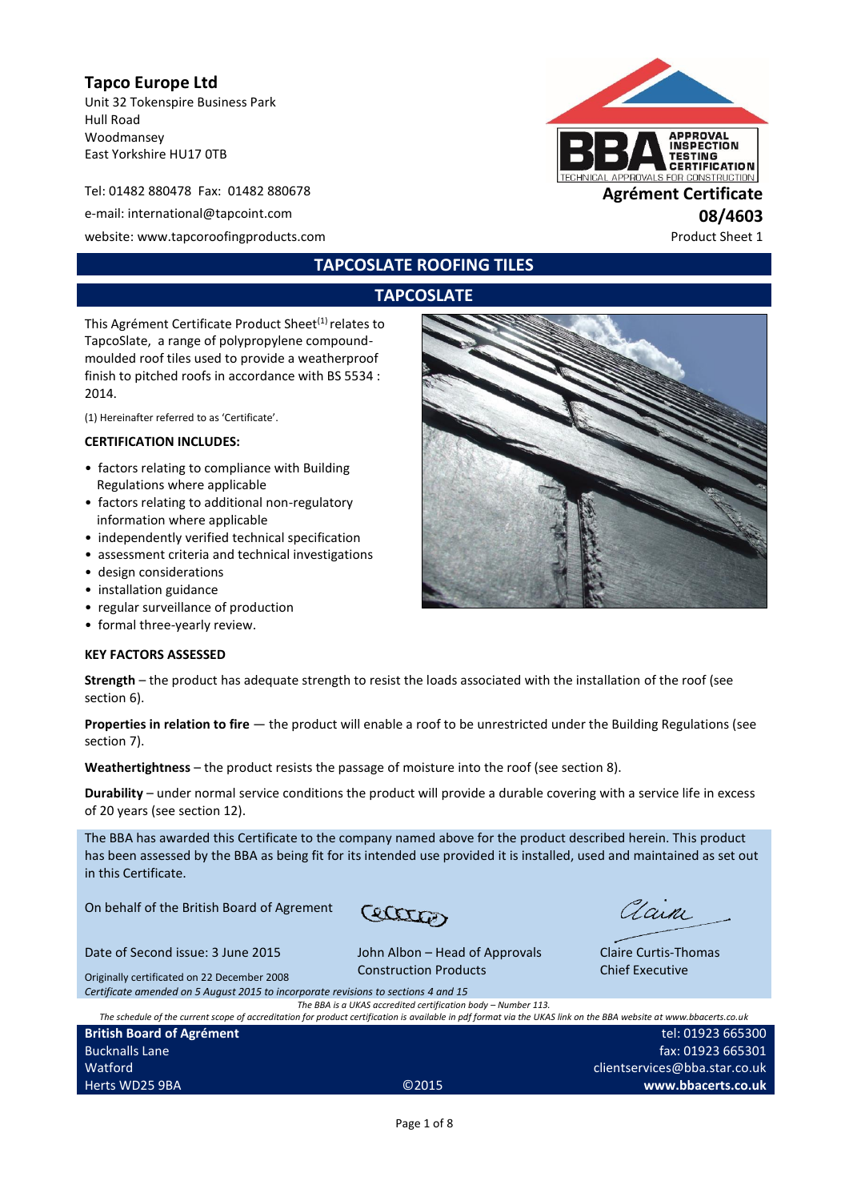**Tapco Europe Ltd**
Unit 32 Tokenspire Business Park
Hull Road
Woodmansey
East Yorkshire HU17 0TB

Tel: 01482 880478 Fax: 01482 880678
e-mail: international@tapcoint.com
website: www.tapcoroofingproducts.com

**Agrément Certificate**
**08/4603**
Product Sheet 1

# TAPCOSLATE ROOFING TILES

## TAPCOSLATE

This Agrément Certificate Product Sheet[1] relates to TapcoSlate, a range of polypropylene compound-moulded roof tiles used to provide a weatherproof finish to pitched roofs in accordance with BS 5534 : 2014.

(1) Hereinafter referred to as 'Certificate'.

**CERTIFICATION INCLUDES:**

- factors relating to compliance with Building Regulations where applicable
- factors relating to additional non-regulatory information where applicable
- independently verified technical specification
- assessment criteria and technical investigations
- design considerations
- installation guidance
- regular surveillance of production
- formal three-yearly review.

**KEY FACTORS ASSESSED**

**Strength** – the product has adequate strength to resist the loads associated with the installation of the roof (see section 6).

**Properties in relation to fire** — the product will enable a roof to be unrestricted under the Building Regulations (see section 7).

**Weathertightness** – the product resists the passage of moisture into the roof (see section 8).

**Durability** – under normal service conditions the product will provide a durable covering with a service life in excess of 20 years (see section 12).

The BBA has awarded this Certificate to the company named above for the product described herein. This product has been assessed by the BBA as being fit for its intended use provided it is installed, used and maintained as set out in this Certificate.

On behalf of the British Board of Agrément

Date of Second issue: 3 June 2015

Originally certificated on 22 December 2008

*Certificate amended on 5 August 2015 to incorporate revisions to sections 4 and 15*

John Albon – Head of Approvals
Construction Products

Claire Curtis-Thomas
Chief Executive

*The BBA is a UKAS accredited certification body – Number 113.*
*The schedule of the current scope of accreditation for product certification is available in pdf format via the UKAS link on the BBA website at www.bbacerts.co.uk*

**British Board of Agrément**
Bucknalls Lane
Watford
Herts WD25 9BA

©2015

tel: 01923 665300
fax: 01923 665301
clientservices@bba.star.co.uk
**www.bbacerts.co.uk**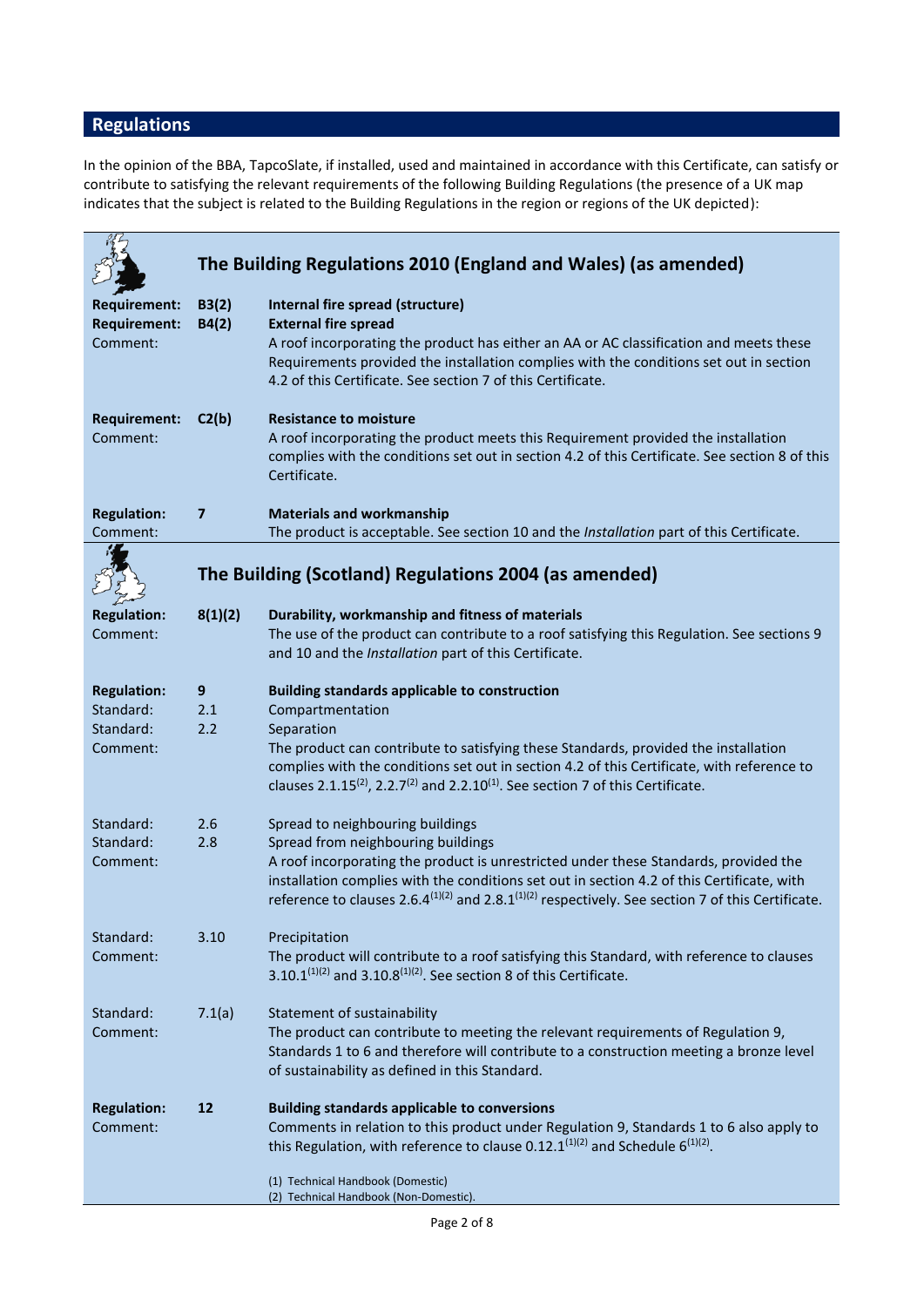## Regulations

In the opinion of the BBA, TapcoSlate, if installed, used and maintained in accordance with this Certificate, can satisfy or contribute to satisfying the relevant requirements of the following Building Regulations (the presence of a UK map indicates that the subject is related to the Building Regulations in the region or regions of the UK depicted):

### The Building Regulations 2010 (England and Wales) (as amended)

| | | |
|---|---|---|
| **Requirement:** | **B3(2)** | **Internal fire spread (structure)** |
| **Requirement:** | **B4(2)** | **External fire spread** |
| Comment: | | A roof incorporating the product has either an AA or AC classification and meets these Requirements provided the installation complies with the conditions set out in section 4.2 of this Certificate. See section 7 of this Certificate. |
| **Requirement:** | **C2(b)** | **Resistance to moisture** |
| Comment: | | A roof incorporating the product meets this Requirement provided the installation complies with the conditions set out in section 4.2 of this Certificate. See section 8 of this Certificate. |
| **Regulation:** | **7** | **Materials and workmanship** |
| Comment: | | The product is acceptable. See section 10 and the *Installation* part of this Certificate. |

### The Building (Scotland) Regulations 2004 (as amended)

| | | |
|---|---|---|
| **Regulation:** | **8(1)(2)** | **Durability, workmanship and fitness of materials** |
| Comment: | | The use of the product can contribute to a roof satisfying this Regulation. See sections 9 and 10 and the *Installation* part of this Certificate. |
| **Regulation:** | **9** | **Building standards applicable to construction** |
| Standard: | 2.1 | Compartmentation |
| Standard: | 2.2 | Separation |
| Comment: | | The product can contribute to satisfying these Standards, provided the installation complies with the conditions set out in section 4.2 of this Certificate, with reference to clauses 2.1.15(2), 2.2.7(2) and 2.2.10(1). See section 7 of this Certificate. |
| Standard: | 2.6 | Spread to neighbouring buildings |
| Standard: | 2.8 | Spread from neighbouring buildings |
| Comment: | | A roof incorporating the product is unrestricted under these Standards, provided the installation complies with the conditions set out in section 4.2 of this Certificate, with reference to clauses 2.6.4(1)(2) and 2.8.1(1)(2) respectively. See section 7 of this Certificate. |
| Standard: | 3.10 | Precipitation |
| Comment: | | The product will contribute to a roof satisfying this Standard, with reference to clauses 3.10.1(1)(2) and 3.10.8(1)(2). See section 8 of this Certificate. |
| Standard: | 7.1(a) | Statement of sustainability |
| Comment: | | The product can contribute to meeting the relevant requirements of Regulation 9, Standards 1 to 6 and therefore will contribute to a construction meeting a bronze level of sustainability as defined in this Standard. |
| **Regulation:** | **12** | **Building standards applicable to conversions** |
| Comment: | | Comments in relation to this product under Regulation 9, Standards 1 to 6 also apply to this Regulation, with reference to clause 0.12.1(1)(2) and Schedule 6(1)(2). |

(1) Technical Handbook (Domestic)
(2) Technical Handbook (Non-Domestic).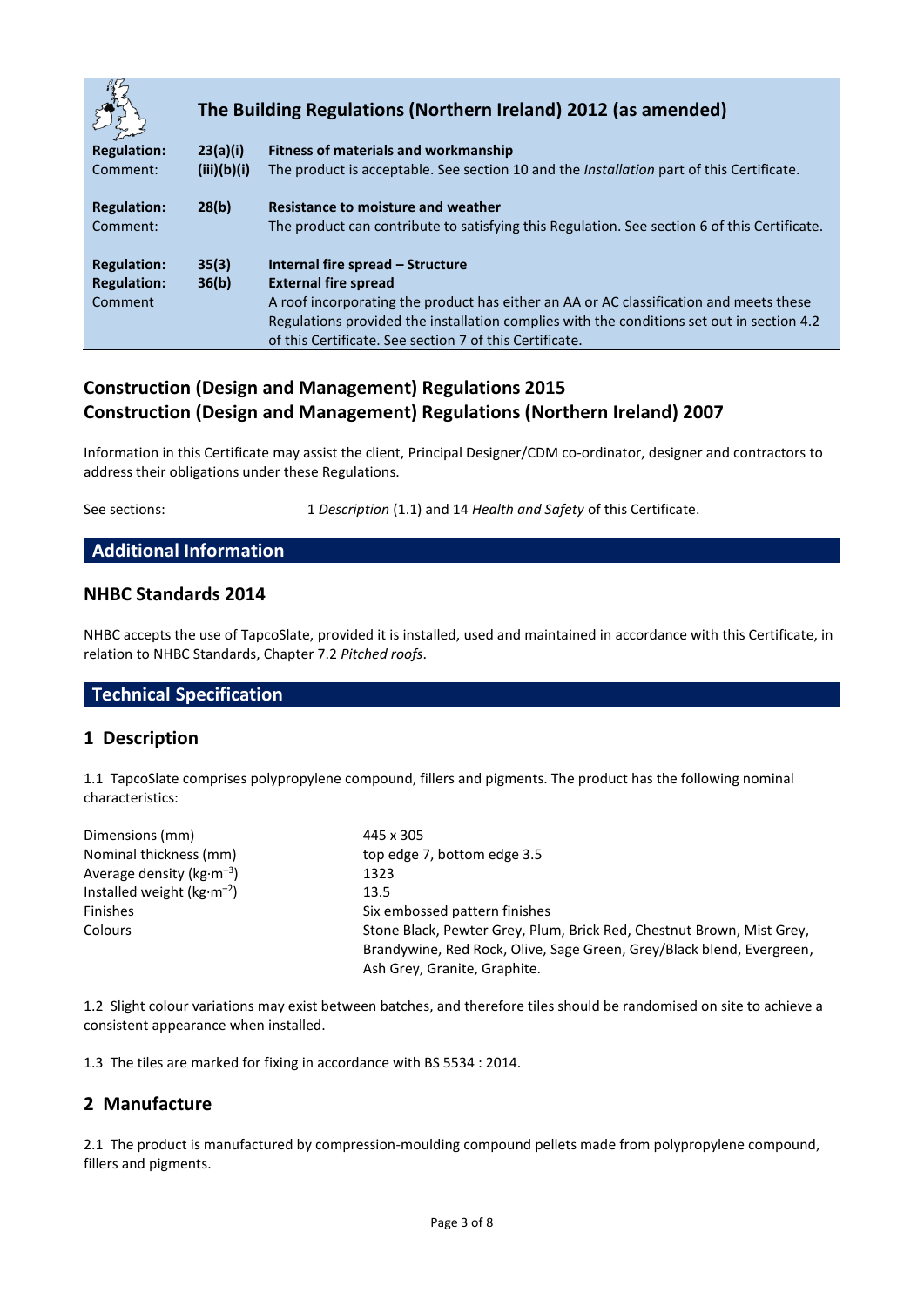## The Building Regulations (Northern Ireland) 2012 (as amended)

| | | |
|---|---|---|
| **Regulation:** | **23(a)(i)** | **Fitness of materials and workmanship** |
| Comment: | **(iii)(b)(i)** | The product is acceptable. See section 10 and the *Installation* part of this Certificate. |
| **Regulation:** | **28(b)** | **Resistance to moisture and weather** |
| Comment: | | The product can contribute to satisfying this Regulation. See section 6 of this Certificate. |
| **Regulation:** | **35(3)** | **Internal fire spread – Structure** |
| **Regulation:** | **36(b)** | **External fire spread** |
| Comment | | A roof incorporating the product has either an AA or AC classification and meets these Regulations provided the installation complies with the conditions set out in section 4.2 of this Certificate. See section 7 of this Certificate. |

## Construction (Design and Management) Regulations 2015
## Construction (Design and Management) Regulations (Northern Ireland) 2007

Information in this Certificate may assist the client, Principal Designer/CDM co-ordinator, designer and contractors to address their obligations under these Regulations.

See sections: 1 *Description* (1.1) and 14 *Health and Safety* of this Certificate.

## Additional Information

### NHBC Standards 2014

NHBC accepts the use of TapcoSlate, provided it is installed, used and maintained in accordance with this Certificate, in relation to NHBC Standards, Chapter 7.2 *Pitched roofs*.

## Technical Specification

### 1 Description

1.1 TapcoSlate comprises polypropylene compound, fillers and pigments. The product has the following nominal characteristics:

| | |
|---|---|
| Dimensions (mm) | 445 x 305 |
| Nominal thickness (mm) | top edge 7, bottom edge 3.5 |
| Average density ($kg{\cdot}m^{-3}$) | 1323 |
| Installed weight ($kg{\cdot}m^{-2}$) | 13.5 |
| Finishes | Six embossed pattern finishes |
| Colours | Stone Black, Pewter Grey, Plum, Brick Red, Chestnut Brown, Mist Grey, Brandywine, Red Rock, Olive, Sage Green, Grey/Black blend, Evergreen, Ash Grey, Granite, Graphite. |

1.2 Slight colour variations may exist between batches, and therefore tiles should be randomised on site to achieve a consistent appearance when installed.

1.3 The tiles are marked for fixing in accordance with BS 5534 : 2014.

### 2 Manufacture

2.1 The product is manufactured by compression-moulding compound pellets made from polypropylene compound, fillers and pigments.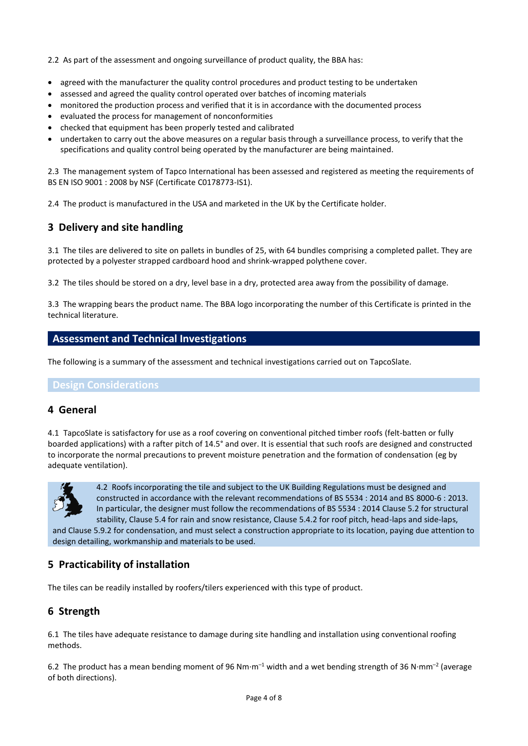2.2 As part of the assessment and ongoing surveillance of product quality, the BBA has:

- agreed with the manufacturer the quality control procedures and product testing to be undertaken
- assessed and agreed the quality control operated over batches of incoming materials
- monitored the production process and verified that it is in accordance with the documented process
- evaluated the process for management of nonconformities
- checked that equipment has been properly tested and calibrated
- undertaken to carry out the above measures on a regular basis through a surveillance process, to verify that the specifications and quality control being operated by the manufacturer are being maintained.

2.3 The management system of Tapco International has been assessed and registered as meeting the requirements of BS EN ISO 9001 : 2008 by NSF (Certificate C0178773-IS1).

2.4 The product is manufactured in the USA and marketed in the UK by the Certificate holder.

## 3 Delivery and site handling

3.1 The tiles are delivered to site on pallets in bundles of 25, with 64 bundles comprising a completed pallet. They are protected by a polyester strapped cardboard hood and shrink-wrapped polythene cover.

3.2 The tiles should be stored on a dry, level base in a dry, protected area away from the possibility of damage.

3.3 The wrapping bears the product name. The BBA logo incorporating the number of this Certificate is printed in the technical literature.

# Assessment and Technical Investigations

The following is a summary of the assessment and technical investigations carried out on TapcoSlate.

## Design Considerations

## 4 General

4.1 TapcoSlate is satisfactory for use as a roof covering on conventional pitched timber roofs (felt-batten or fully boarded applications) with a rafter pitch of 14.5° and over. It is essential that such roofs are designed and constructed to incorporate the normal precautions to prevent moisture penetration and the formation of condensation (eg by adequate ventilation).

4.2 Roofs incorporating the tile and subject to the UK Building Regulations must be designed and constructed in accordance with the relevant recommendations of BS 5534 : 2014 and BS 8000-6 : 2013. In particular, the designer must follow the recommendations of BS 5534 : 2014 Clause 5.2 for structural stability, Clause 5.4 for rain and snow resistance, Clause 5.4.2 for roof pitch, head-laps and side-laps, and Clause 5.9.2 for condensation, and must select a construction appropriate to its location, paying due attention to design detailing, workmanship and materials to be used.

## 5 Practicability of installation

The tiles can be readily installed by roofers/tilers experienced with this type of product.

## 6 Strength

6.1 The tiles have adequate resistance to damage during site handling and installation using conventional roofing methods.

6.2 The product has a mean bending moment of 96 $Nm{\cdot}m^{-1}$ width and a wet bending strength of 36 $N{\cdot}mm^{-2}$ (average of both directions).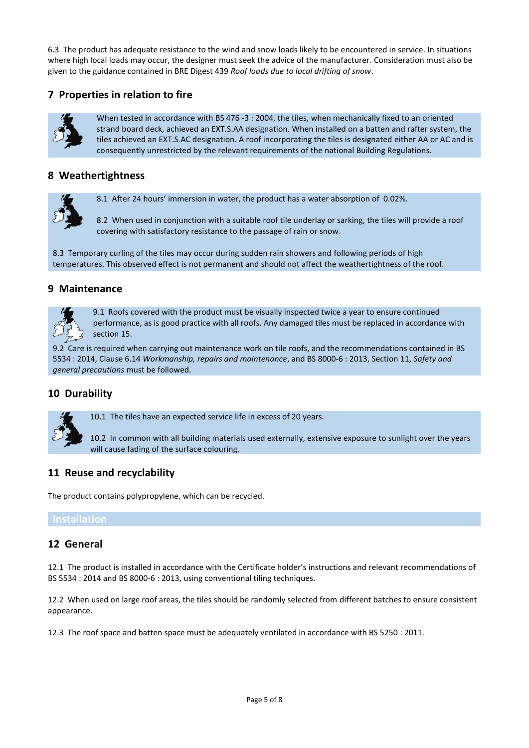6.3 The product has adequate resistance to the wind and snow loads likely to be encountered in service. In situations where high local loads may occur, the designer must seek the advice of the manufacturer. Consideration must also be given to the guidance contained in BRE Digest 439 *Roof loads due to local drifting of snow*.

## 7 Properties in relation to fire

When tested in accordance with BS 476 -3 : 2004, the tiles, when mechanically fixed to an oriented strand board deck, achieved an EXT.S.AA designation. When installed on a batten and rafter system, the tiles achieved an EXT.S.AC designation. A roof incorporating the tiles is designated either AA or AC and is consequently unrestricted by the relevant requirements of the national Building Regulations.

## 8 Weathertightness

8.1 After 24 hours' immersion in water, the product has a water absorption of 0.02%.

8.2 When used in conjunction with a suitable roof tile underlay or sarking, the tiles will provide a roof covering with satisfactory resistance to the passage of rain or snow.

8.3 Temporary curling of the tiles may occur during sudden rain showers and following periods of high temperatures. This observed effect is not permanent and should not affect the weathertightness of the roof.

## 9 Maintenance

9.1 Roofs covered with the product must be visually inspected twice a year to ensure continued performance, as is good practice with all roofs. Any damaged tiles must be replaced in accordance with section 15.

9.2 Care is required when carrying out maintenance work on tile roofs, and the recommendations contained in BS 5534 : 2014, Clause 6.14 *Workmanship, repairs and maintenance*, and BS 8000-6 : 2013, Section 11, *Safety and general precautions* must be followed.

## 10 Durability

10.1 The tiles have an expected service life in excess of 20 years.

10.2 In common with all building materials used externally, extensive exposure to sunlight over the years will cause fading of the surface colouring.

## 11 Reuse and recyclability

The product contains polypropylene, which can be recycled.

# Installation

## 12 General

12.1 The product is installed in accordance with the Certificate holder's instructions and relevant recommendations of BS 5534 : 2014 and BS 8000-6 : 2013, using conventional tiling techniques.

12.2 When used on large roof areas, the tiles should be randomly selected from different batches to ensure consistent appearance.

12.3 The roof space and batten space must be adequately ventilated in accordance with BS 5250 : 2011.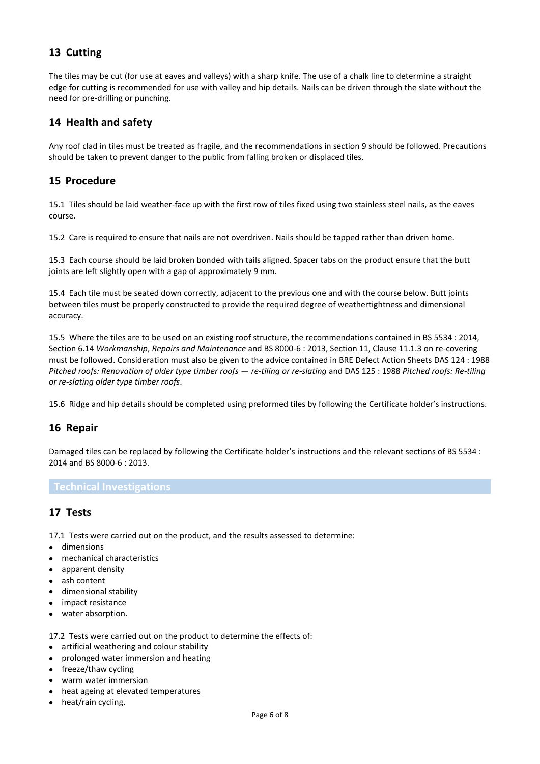## 13 Cutting

The tiles may be cut (for use at eaves and valleys) with a sharp knife. The use of a chalk line to determine a straight edge for cutting is recommended for use with valley and hip details. Nails can be driven through the slate without the need for pre-drilling or punching.

## 14 Health and safety

Any roof clad in tiles must be treated as fragile, and the recommendations in section 9 should be followed. Precautions should be taken to prevent danger to the public from falling broken or displaced tiles.

## 15 Procedure

15.1 Tiles should be laid weather-face up with the first row of tiles fixed using two stainless steel nails, as the eaves course.

15.2 Care is required to ensure that nails are not overdriven. Nails should be tapped rather than driven home.

15.3 Each course should be laid broken bonded with tails aligned. Spacer tabs on the product ensure that the butt joints are left slightly open with a gap of approximately 9 mm.

15.4 Each tile must be seated down correctly, adjacent to the previous one and with the course below. Butt joints between tiles must be properly constructed to provide the required degree of weathertightness and dimensional accuracy.

15.5 Where the tiles are to be used on an existing roof structure, the recommendations contained in BS 5534 : 2014, Section 6.14 *Workmanship*, *Repairs and Maintenance* and BS 8000-6 : 2013, Section 11, Clause 11.1.3 on re-covering must be followed. Consideration must also be given to the advice contained in BRE Defect Action Sheets DAS 124 : 1988 *Pitched roofs: Renovation of older type timber roofs — re-tiling or re-slating* and DAS 125 : 1988 *Pitched roofs: Re-tiling or re-slating older type timber roofs*.

15.6 Ridge and hip details should be completed using preformed tiles by following the Certificate holder's instructions.

## 16 Repair

Damaged tiles can be replaced by following the Certificate holder's instructions and the relevant sections of BS 5534 : 2014 and BS 8000-6 : 2013.

# Technical Investigations

## 17 Tests

17.1 Tests were carried out on the product, and the results assessed to determine:

- dimensions
- mechanical characteristics
- apparent density
- ash content
- dimensional stability
- impact resistance
- water absorption.

17.2 Tests were carried out on the product to determine the effects of:

- artificial weathering and colour stability
- prolonged water immersion and heating
- freeze/thaw cycling
- warm water immersion
- heat ageing at elevated temperatures
- heat/rain cycling.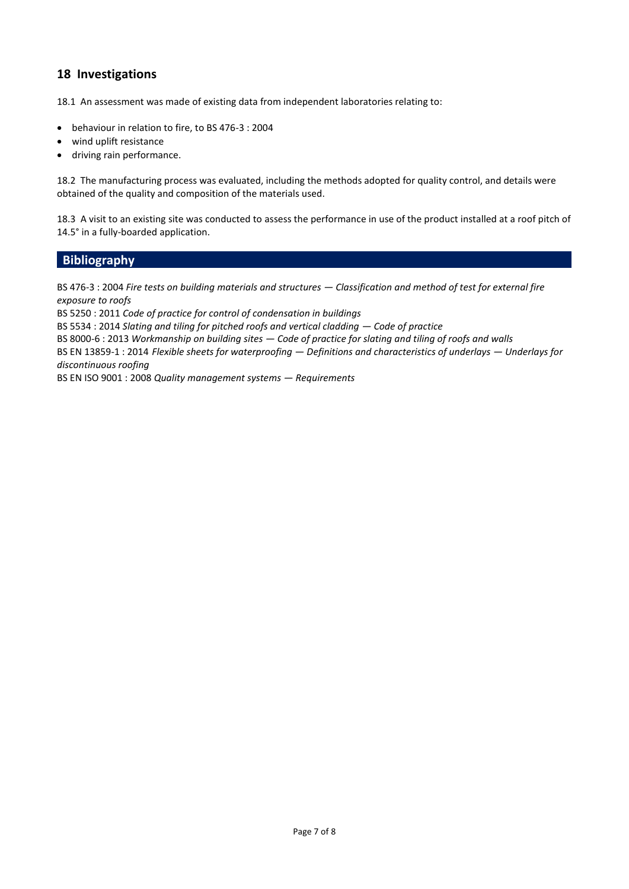## 18 Investigations

18.1 An assessment was made of existing data from independent laboratories relating to:

- behaviour in relation to fire, to BS 476-3 : 2004
- wind uplift resistance
- driving rain performance.

18.2 The manufacturing process was evaluated, including the methods adopted for quality control, and details were obtained of the quality and composition of the materials used.

18.3 A visit to an existing site was conducted to assess the performance in use of the product installed at a roof pitch of 14.5° in a fully-boarded application.

## Bibliography

BS 476-3 : 2004 *Fire tests on building materials and structures — Classification and method of test for external fire exposure to roofs*

BS 5250 : 2011 *Code of practice for control of condensation in buildings*

BS 5534 : 2014 *Slating and tiling for pitched roofs and vertical cladding — Code of practice*

BS 8000-6 : 2013 *Workmanship on building sites — Code of practice for slating and tiling of roofs and walls*

BS EN 13859-1 : 2014 *Flexible sheets for waterproofing — Definitions and characteristics of underlays — Underlays for discontinuous roofing*

BS EN ISO 9001 : 2008 *Quality management systems — Requirements*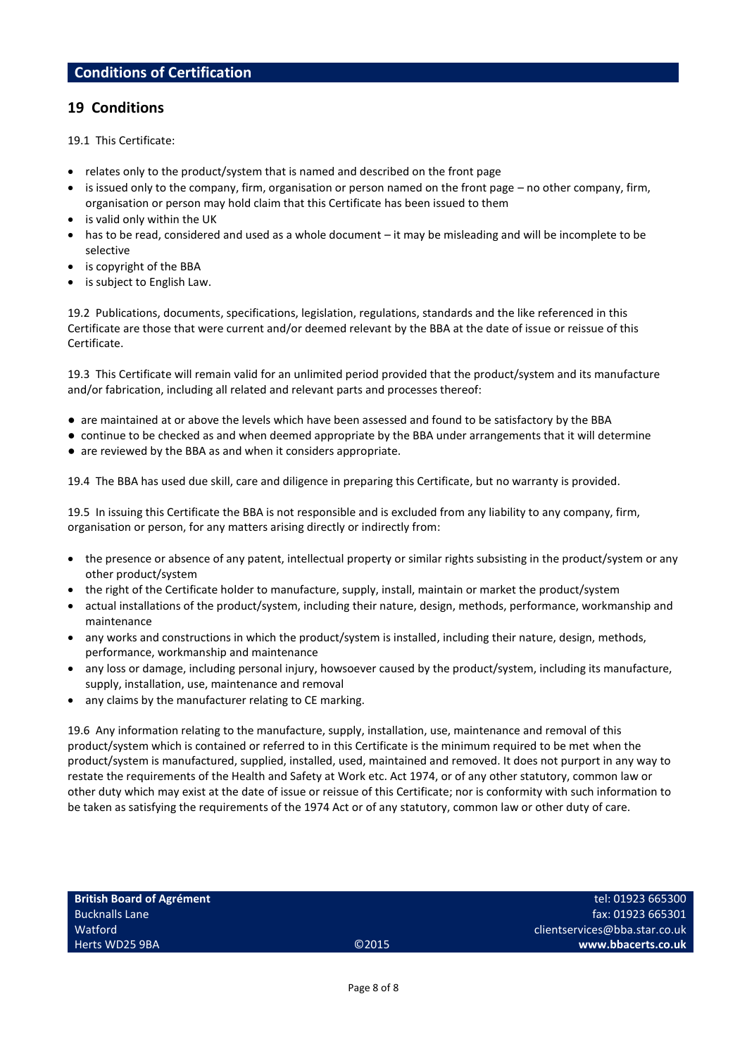## Conditions of Certification

## 19 Conditions

19.1 This Certificate:

- relates only to the product/system that is named and described on the front page
- is issued only to the company, firm, organisation or person named on the front page – no other company, firm, organisation or person may hold claim that this Certificate has been issued to them
- is valid only within the UK
- has to be read, considered and used as a whole document – it may be misleading and will be incomplete to be selective
- is copyright of the BBA
- is subject to English Law.

19.2 Publications, documents, specifications, legislation, regulations, standards and the like referenced in this Certificate are those that were current and/or deemed relevant by the BBA at the date of issue or reissue of this Certificate.

19.3 This Certificate will remain valid for an unlimited period provided that the product/system and its manufacture and/or fabrication, including all related and relevant parts and processes thereof:

- are maintained at or above the levels which have been assessed and found to be satisfactory by the BBA
- continue to be checked as and when deemed appropriate by the BBA under arrangements that it will determine
- are reviewed by the BBA as and when it considers appropriate.

19.4 The BBA has used due skill, care and diligence in preparing this Certificate, but no warranty is provided.

19.5 In issuing this Certificate the BBA is not responsible and is excluded from any liability to any company, firm, organisation or person, for any matters arising directly or indirectly from:

- the presence or absence of any patent, intellectual property or similar rights subsisting in the product/system or any other product/system
- the right of the Certificate holder to manufacture, supply, install, maintain or market the product/system
- actual installations of the product/system, including their nature, design, methods, performance, workmanship and maintenance
- any works and constructions in which the product/system is installed, including their nature, design, methods, performance, workmanship and maintenance
- any loss or damage, including personal injury, howsoever caused by the product/system, including its manufacture, supply, installation, use, maintenance and removal
- any claims by the manufacturer relating to CE marking.

19.6 Any information relating to the manufacture, supply, installation, use, maintenance and removal of this product/system which is contained or referred to in this Certificate is the minimum required to be met when the product/system is manufactured, supplied, installed, used, maintained and removed. It does not purport in any way to restate the requirements of the Health and Safety at Work etc. Act 1974, or of any other statutory, common law or other duty which may exist at the date of issue or reissue of this Certificate; nor is conformity with such information to be taken as satisfying the requirements of the 1974 Act or of any statutory, common law or other duty of care.

**British Board of Agrément**
Bucknalls Lane
Watford
Herts WD25 9BA

©2015

tel: 01923 665300
fax: 01923 665301
clientservices@bba.star.co.uk
**www.bbacerts.co.uk**